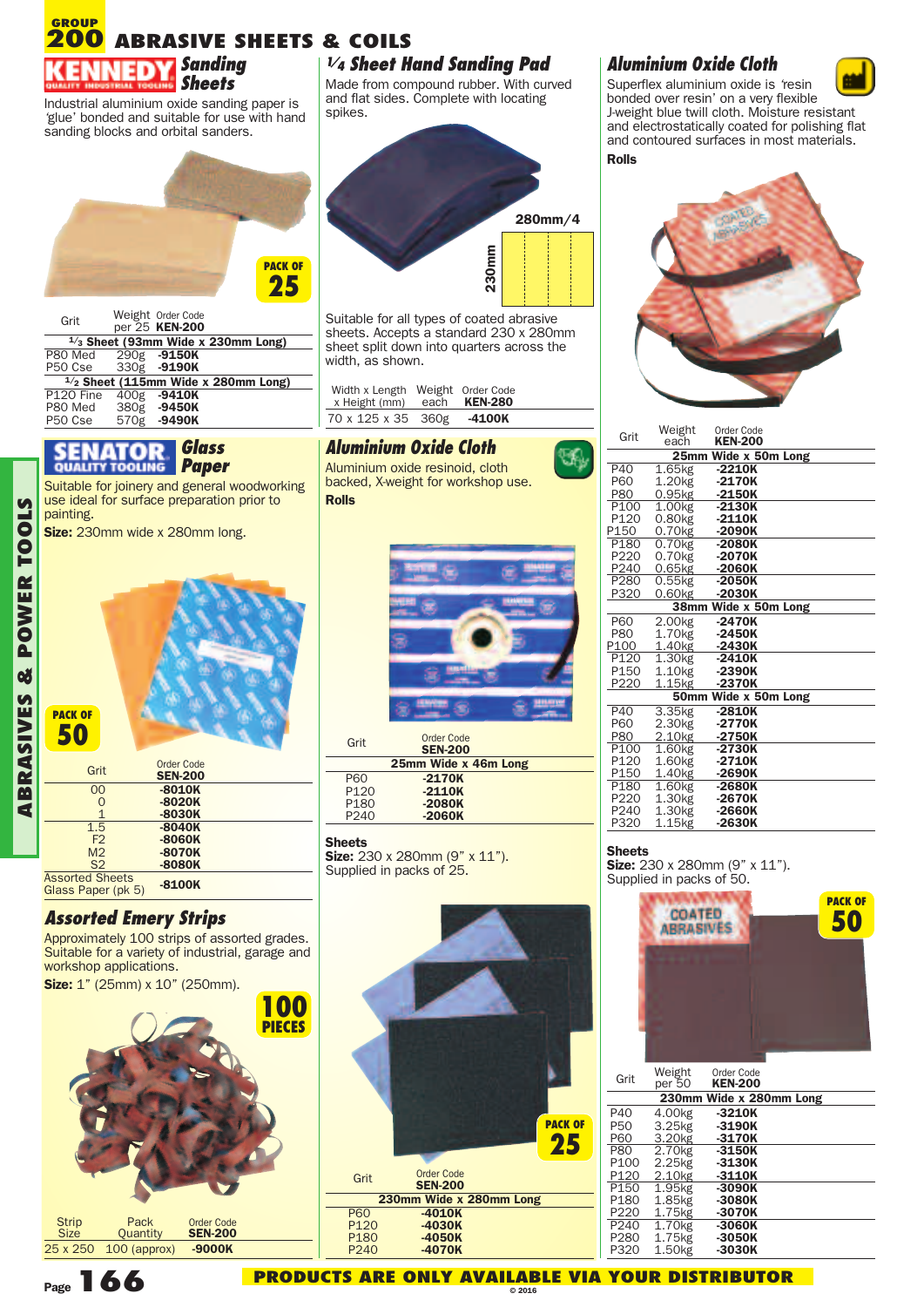# GROUP 200 ABRASIVE SHEETS & COILS

## KENNEDY Sanding Sheets

Industrial aluminium oxide sanding paper is 'glue' bonded and suitable for use with hand sanding blocks and orbital sanders.

PACK OF 25

| Grit | Weight per 25 | Order Code KEN-200 |
|---|---|---|
| **1/3 Sheet (93mm Wide x 230mm Long)** | | |
| P80 Med | 290g | -9150K |
| P50 Cse | 330g | -9190K |
| **1/2 Sheet (115mm Wide x 280mm Long)** | | |
| P120 Fine | 400g | -9410K |
| P80 Med | 380g | -9450K |
| P50 Cse | 570g | -9490K |

## SENATOR Glass Paper

Suitable for joinery and general woodworking use ideal for surface preparation prior to painting.

**Size:** 230mm wide x 280mm long.

PACK OF 50

| Grit | Order Code SEN-200 |
|---|---|
| 00 | -8010K |
| 0 | -8020K |
| 1 | -8030K |
| 1.5 | -8040K |
| F2 | -8060K |
| M2 | -8070K |
| S2 | -8080K |
| Assorted Sheets Glass Paper (pk 5) | -8100K |

## Assorted Emery Strips

Approximately 100 strips of assorted grades. Suitable for a variety of industrial, garage and workshop applications.

**Size:** 1" (25mm) x 10" (250mm).

100 PIECES

| Strip Size | Pack Quantity | Order Code SEN-200 |
|---|---|---|
| 25 x 250 | 100 (approx) | -9000K |

## 1/4 Sheet Hand Sanding Pad

Made from compound rubber. With curved and flat sides. Complete with locating spikes.

280mm/4

230mm

Suitable for all types of coated abrasive sheets. Accepts a standard 230 x 280mm sheet split down into quarters across the width, as shown.

| Width x Length x Height (mm) | Weight each | Order Code KEN-280 |
|---|---|---|
| 70 x 125 x 35 | 360g | -4100K |

## Aluminium Oxide Cloth

Aluminium oxide resinoid, cloth backed, X-weight for workshop use.

**Rolls**

| Grit | Order Code SEN-200 |
|---|---|
| **25mm Wide x 46m Long** | |
| P60 | -2170K |
| P120 | -2110K |
| P180 | -2080K |
| P240 | -2060K |

**Sheets**
**Size:** 230 x 280mm (9" x 11").
Supplied in packs of 25.

PACK OF 25

| Grit | Order Code SEN-200 |
|---|---|
| **230mm Wide x 280mm Long** | |
| P60 | -4010K |
| P120 | -4030K |
| P180 | -4050K |
| P240 | -4070K |

## Aluminium Oxide Cloth

Superflex aluminium oxide is 'resin bonded over resin' on a very flexible J-weight blue twill cloth. Moisture resistant and electrostatically coated for polishing flat and contoured surfaces in most materials.

**Rolls**

| Grit | Weight each | Order Code KEN-200 |
|---|---|---|
| **25mm Wide x 50m Long** | | |
| P40 | 1.65kg | -2210K |
| P60 | 1.20kg | -2170K |
| P80 | 0.95kg | -2150K |
| P100 | 1.00kg | -2130K |
| P120 | 0.80kg | -2110K |
| P150 | 0.70kg | -2090K |
| P180 | 0.70kg | -2080K |
| P220 | 0.70kg | -2070K |
| P240 | 0.65kg | -2060K |
| P280 | 0.55kg | -2050K |
| P320 | 0.60kg | -2030K |
| **38mm Wide x 50m Long** | | |
| P60 | 2.00kg | -2470K |
| P80 | 1.70kg | -2450K |
| P100 | 1.40kg | -2430K |
| P120 | 1.30kg | -2410K |
| P150 | 1.10kg | -2390K |
| P220 | 1.15kg | -2370K |
| **50mm Wide x 50m Long** | | |
| P40 | 3.35kg | -2810K |
| P60 | 2.30kg | -2770K |
| P80 | 2.10kg | -2750K |
| P100 | 1.60kg | -2730K |
| P120 | 1.60kg | -2710K |
| P150 | 1.40kg | -2690K |
| P180 | 1.60kg | -2680K |
| P220 | 1.30kg | -2670K |
| P240 | 1.30kg | -2660K |
| P320 | 1.15kg | -2630K |

**Sheets**
**Size:** 230 x 280mm (9" x 11").
Supplied in packs of 50.

PACK OF 50

| Grit | Weight per 50 | Order Code KEN-200 |
|---|---|---|
| **230mm Wide x 280mm Long** | | |
| P40 | 4.00kg | -3210K |
| P50 | 3.25kg | -3190K |
| P60 | 3.20kg | -3170K |
| P80 | 2.70kg | -3150K |
| P100 | 2.25kg | -3130K |
| P120 | 2.10kg | -3110K |
| P150 | 1.95kg | -3090K |
| P180 | 1.85kg | -3080K |
| P220 | 1.75kg | -3070K |
| P240 | 1.70kg | -3060K |
| P280 | 1.75kg | -3050K |
| P320 | 1.50kg | -3030K |

PRODUCTS ARE ONLY AVAILABLE VIA YOUR DISTRIBUTOR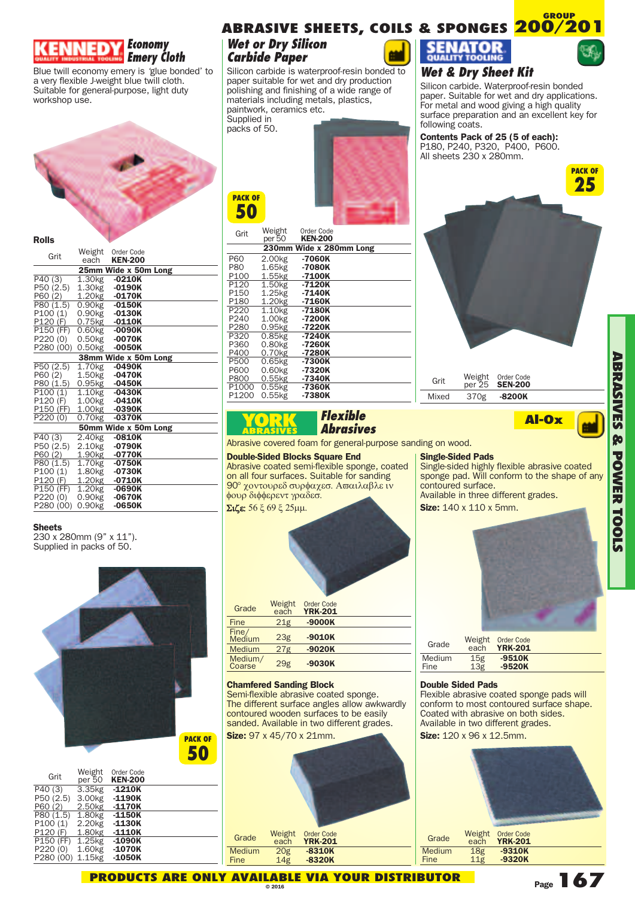# ABRASIVE SHEETS, COILS & SPONGES

GROUP **200/201**

## KENNEDY Economy Emery Cloth

Blue twill economy emery is 'glue bonded' to a very flexible J-weight blue twill cloth. Suitable for general-purpose, light duty workshop use.

### Rolls

| Grit | Weight each | Order Code KEN-200 |
|---|---|---|
| | **25mm Wide x 50m Long** | |
| P40 (3) | 1.30kg | **-0210K** |
| P50 (2.5) | 1.30kg | **-0190K** |
| P60 (2) | 1.20kg | **-0170K** |
| P80 (1.5) | 0.90kg | **-0150K** |
| P100 (1) | 0.90kg | **-0130K** |
| P120 (F) | 0.75kg | **-0110K** |
| P150 (FF) | 0.60kg | **-0090K** |
| P220 (0) | 0.50kg | **-0070K** |
| P280 (00) | 0.50kg | **-0050K** |
| | **38mm Wide x 50m Long** | |
| P50 (2.5) | 1.70kg | **-0490K** |
| P60 (2) | 1.50kg | **-0470K** |
| P80 (1.5) | 0.95kg | **-0450K** |
| P100 (1) | 1.10kg | **-0430K** |
| P120 (F) | 1.00kg | **-0410K** |
| P150 (FF) | 1.00kg | **-0390K** |
| P220 (0) | 0.70kg | **-0370K** |
| | **50mm Wide x 50m Long** | |
| P40 (3) | 2.40kg | **-0810K** |
| P50 (2.5) | 2.10kg | **-0790K** |
| P60 (2) | 1.90kg | **-0770K** |
| P80 (1.5) | 1.70kg | **-0750K** |
| P100 (1) | 1.80kg | **-0730K** |
| P120 (F) | 1.20kg | **-0710K** |
| P150 (FF) | 1.20kg | **-0690K** |
| P220 (0) | 0.90kg | **-0670K** |
| P280 (00) | 0.90kg | **-0650K** |

### Sheets

230 x 280mm (9" x 11").
Supplied in packs of 50.

PACK OF **50**

| Grit | Weight per 50 | Order Code KEN-200 |
|---|---|---|
| P40 (3) | 3.35kg | **-1210K** |
| P50 (2.5) | 3.00kg | **-1190K** |
| P60 (2) | 2.50kg | **-1170K** |
| P80 (1.5) | 1.80kg | **-1150K** |
| P100 (1) | 2.20kg | **-1130K** |
| P120 (F) | 1.80kg | **-1110K** |
| P150 (FF) | 1.25kg | **-1090K** |
| P220 (0) | 1.60kg | **-1070K** |
| P280 (00) | 1.15kg | **-1050K** |

## Wet or Dry Silicon Carbide Paper

Silicon carbide is waterproof-resin bonded to paper suitable for wet and dry production polishing and finishing of a wide range of materials including metals, plastics, paintwork, ceramics etc.
Supplied in packs of 50.

PACK OF **50**

| Grit | Weight per 50 | Order Code KEN-200 |
|---|---|---|
| | **230mm Wide x 280mm Long** | |
| P60 | 2.00kg | **-7060K** |
| P80 | 1.65kg | **-7080K** |
| P100 | 1.55kg | **-7100K** |
| P120 | 1.50kg | **-7120K** |
| P150 | 1.25kg | **-7140K** |
| P180 | 1.20kg | **-7160K** |
| P220 | 1.10kg | **-7180K** |
| P240 | 1.00kg | **-7200K** |
| P280 | 0.95kg | **-7220K** |
| P320 | 0.85kg | **-7240K** |
| P360 | 0.80kg | **-7260K** |
| P400 | 0.70kg | **-7280K** |
| P500 | 0.65kg | **-7300K** |
| P600 | 0.60kg | **-7320K** |
| P800 | 0.55kg | **-7340K** |
| P1000 | 0.55kg | **-7360K** |
| P1200 | 0.55kg | **-7380K** |

## SENATOR Wet & Dry Sheet Kit

Silicon carbide. Waterproof-resin bonded paper. Suitable for wet and dry applications. For metal and wood giving a high quality surface preparation and an excellent key for following coats.

**Contents Pack of 25 (5 of each):**
P180, P240, P320, P400, P600.
All sheets 230 x 280mm.

PACK OF **25**

| Grit | Weight per 25 | Order Code SEN-200 |
|---|---|---|
| Mixed | 370g | **-8200K** |

## YORK ABRASIVES Flexible Abrasives

**Al-Ox**

Abrasive covered foam for general-purpose sanding on wood.

### Double-Sided Blocks Square End

Abrasive coated semi-flexible sponge, coated on all four surfaces. Suitable for sanding 90° χοντουρεδ συρφαχεσ. Αϖαιλαβλε ιν φουρ διφφερεντ γραδεσ.
**Σιζε:** 56 ξ 69 ξ 25μμ.

| Grade | Weight each | Order Code YRK-201 |
|---|---|---|
| Fine | 21g | **-9000K** |
| Fine/Medium | 23g | **-9010K** |
| Medium | 27g | **-9020K** |
| Medium/Coarse | 29g | **-9030K** |

### Single-Sided Pads

Single-sided highly flexible abrasive coated sponge pad. Will conform to the shape of any contoured surface.
Available in three different grades.
**Size:** 140 x 110 x 5mm.

| Grade | Weight each | Order Code YRK-201 |
|---|---|---|
| Medium | 15g | **-9510K** |
| Fine | 13g | **-9520K** |

### Chamfered Sanding Block

Semi-flexible abrasive coated sponge.
The different surface angles allow awkwardly contoured wooden surfaces to be easily sanded. Available in two different grades.
**Size:** 97 x 45/70 x 21mm.

| Grade | Weight each | Order Code YRK-201 |
|---|---|---|
| Medium | 20g | **-8310K** |
| Fine | 14g | **-8320K** |

### Double Sided Pads

Flexible abrasive coated sponge pads will conform to most contoured surface shape. Coated with abrasive on both sides.
Available in two different grades.
**Size:** 120 x 96 x 12.5mm.

| Grade | Weight each | Order Code YRK-201 |
|---|---|---|
| Medium | 18g | **-9310K** |
| Fine | 11g | **-9320K** |

ABRASIVES & POWER TOOLS

**PRODUCTS ARE ONLY AVAILABLE VIA YOUR DISTRIBUTOR**

© 2016